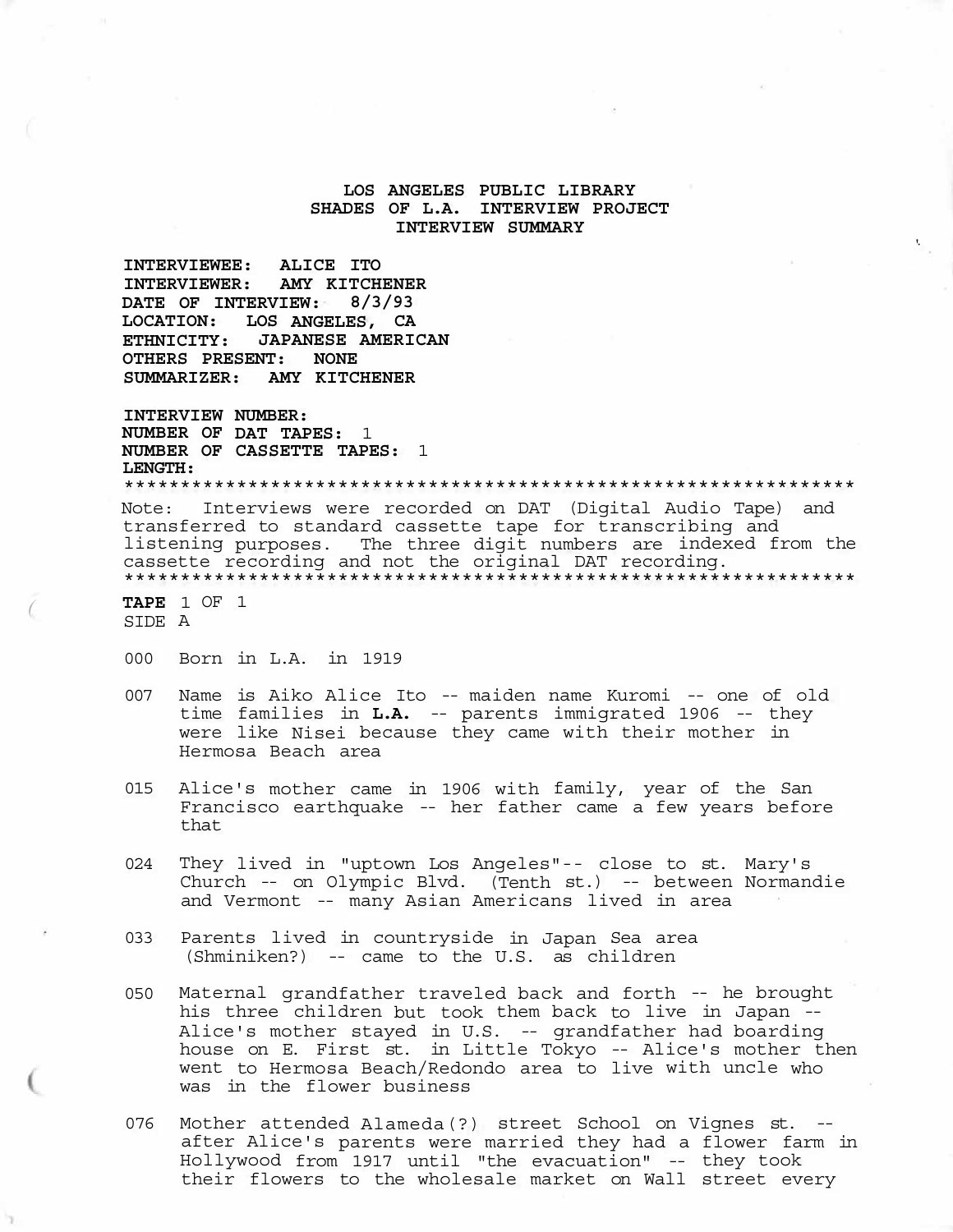# LOS ANGELES PUBLIC LIBRARY
## SHADES OF L.A. INTERVIEW PROJECT
### INTERVIEW SUMMARY

**INTERVIEWEE: ALICE ITO**
**INTERVIEWER: AMY KITCHENER**
**DATE OF INTERVIEW: 8/3/93**
**LOCATION: LOS ANGELES, CA**
**ETHNICITY: JAPANESE AMERICAN**
**OTHERS PRESENT: NONE**
**SUMMARIZER: AMY KITCHENER**

**INTERVIEW NUMBER:**
**NUMBER OF DAT TAPES:** 1
**NUMBER OF CASSETTE TAPES:** 1
**LENGTH:**

******************************************************************

Note: Interviews were recorded on DAT (Digital Audio Tape) and transferred to standard cassette tape for transcribing and listening purposes. The three digit numbers are indexed from the cassette recording and not the original DAT recording.

******************************************************************

**TAPE** 1 OF 1
SIDE A

000 Born in L.A. in 1919

007 Name is Aiko Alice Ito -- maiden name Kuromi -- one of old time families in **L.A.** -- parents immigrated 1906 -- they were like Nisei because they came with their mother in Hermosa Beach area

015 Alice's mother came in 1906 with family, year of the San Francisco earthquake -- her father came a few years before that

024 They lived in "uptown Los Angeles"-- close to st. Mary's Church -- on Olympic Blvd. (Tenth st.) -- between Normandie and Vermont -- many Asian Americans lived in area

033 Parents lived in countryside in Japan Sea area (Shminiken?) -- came to the U.S. as children

050 Maternal grandfather traveled back and forth -- he brought his three children but took them back to live in Japan -- Alice's mother stayed in U.S. -- grandfather had boarding house on E. First st. in Little Tokyo -- Alice's mother then went to Hermosa Beach/Redondo area to live with uncle who was in the flower business

076 Mother attended Alameda(?) street School on Vignes st. -- after Alice's parents were married they had a flower farm in Hollywood from 1917 until "the evacuation" -- they took their flowers to the wholesale market on Wall street every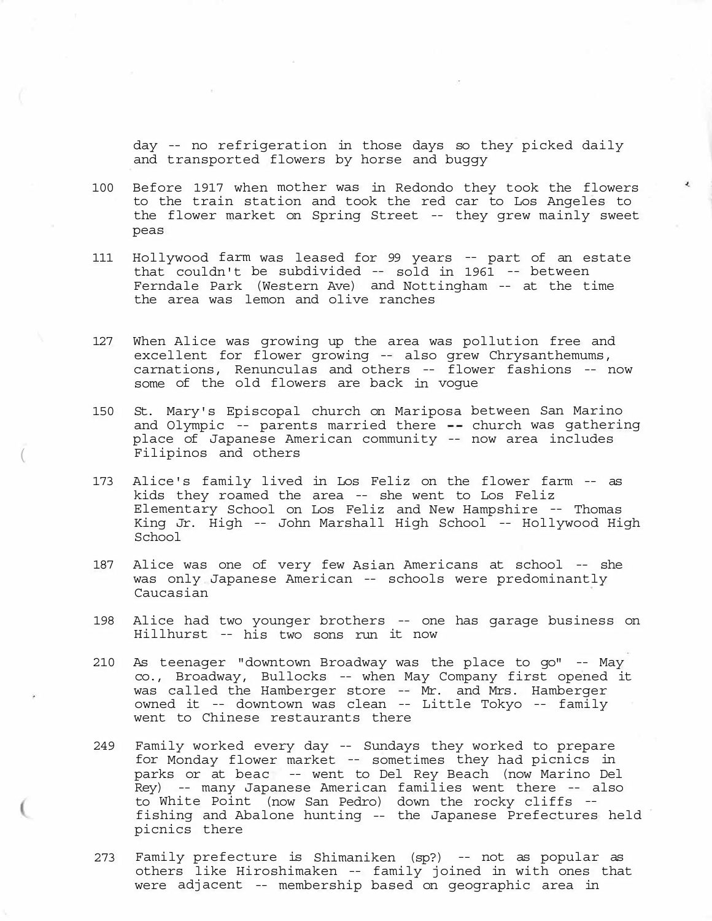day -- no refrigeration in those days so they picked daily and transported flowers by horse and buggy

100 Before 1917 when mother was in Redondo they took the flowers to the train station and took the red car to Los Angeles to the flower market on Spring Street -- they grew mainly sweet peas

111 Hollywood farm was leased for 99 years -- part of an estate that couldn't be subdivided -- sold in 1961 -- between Ferndale Park (Western Ave) and Nottingham -- at the time the area was lemon and olive ranches

127 When Alice was growing up the area was pollution free and excellent for flower growing -- also grew Chrysanthemums, carnations, Renunculas and others -- flower fashions -- now some of the old flowers are back in vogue

150 St. Mary's Episcopal church on Mariposa between San Marino and Olympic -- parents married there -- church was gathering place of Japanese American community -- now area includes Filipinos and others

173 Alice's family lived in Los Feliz on the flower farm -- as kids they roamed the area -- she went to Los Feliz Elementary School on Los Feliz and New Hampshire -- Thomas King Jr. High -- John Marshall High School -- Hollywood High School

187 Alice was one of very few Asian Americans at school -- she was only Japanese American -- schools were predominantly Caucasian

198 Alice had two younger brothers -- one has garage business on Hillhurst -- his two sons run it now

210 As teenager "downtown Broadway was the place to go" -- May co., Broadway, Bullocks -- when May Company first opened it was called the Hamberger store -- Mr. and Mrs. Hamberger owned it -- downtown was clean -- Little Tokyo -- family went to Chinese restaurants there

249 Family worked every day -- Sundays they worked to prepare for Monday flower market -- sometimes they had picnics in parks or at beac -- went to Del Rey Beach (now Marino Del Rey) -- many Japanese American families went there -- also to White Point (now San Pedro) down the rocky cliffs -- fishing and Abalone hunting -- the Japanese Prefectures held picnics there

273 Family prefecture is Shimaniken (sp?) -- not as popular as others like Hiroshimaken -- family joined in with ones that were adjacent -- membership based on geographic area in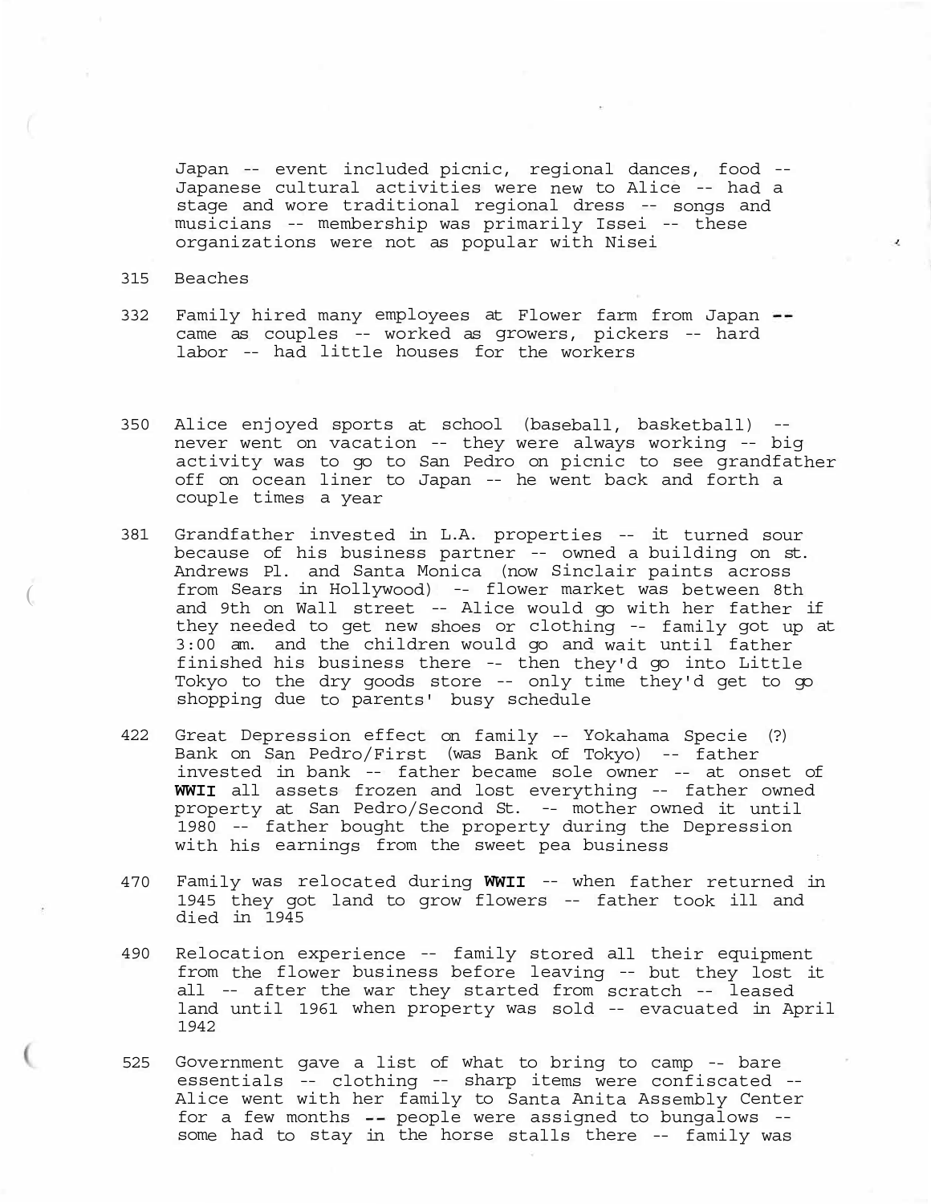Japan -- event included picnic, regional dances, food -- Japanese cultural activities were new to Alice -- had a stage and wore traditional regional dress -- songs and musicians -- membership was primarily Issei -- these organizations were not as popular with Nisei

315 Beaches

332 Family hired many employees at Flower farm from Japan -- came as couples -- worked as growers, pickers -- hard labor -- had little houses for the workers

350 Alice enjoyed sports at school (baseball, basketball) -- never went on vacation -- they were always working -- big activity was to go to San Pedro on picnic to see grandfather off on ocean liner to Japan -- he went back and forth a couple times a year

381 Grandfather invested in L.A. properties -- it turned sour because of his business partner -- owned a building on st. Andrews Pl. and Santa Monica (now Sinclair paints across from Sears in Hollywood) -- flower market was between 8th and 9th on Wall street -- Alice would go with her father if they needed to get new shoes or clothing -- family got up at 3:00 am. and the children would go and wait until father finished his business there -- then they'd go into Little Tokyo to the dry goods store -- only time they'd get to go shopping due to parents' busy schedule

422 Great Depression effect on family -- Yokahama Specie (?) Bank on San Pedro/First (was Bank of Tokyo) -- father invested in bank -- father became sole owner -- at onset of **WWII** all assets frozen and lost everything -- father owned property at San Pedro/Second St. -- mother owned it until 1980 -- father bought the property during the Depression with his earnings from the sweet pea business

470 Family was relocated during **WWII** -- when father returned in 1945 they got land to grow flowers -- father took ill and died in 1945

490 Relocation experience -- family stored all their equipment from the flower business before leaving -- but they lost it all -- after the war they started from scratch -- leased land until 1961 when property was sold -- evacuated in April 1942

525 Government gave a list of what to bring to camp -- bare essentials -- clothing -- sharp items were confiscated -- Alice went with her family to Santa Anita Assembly Center for a few months -- people were assigned to bungalows -- some had to stay in the horse stalls there -- family was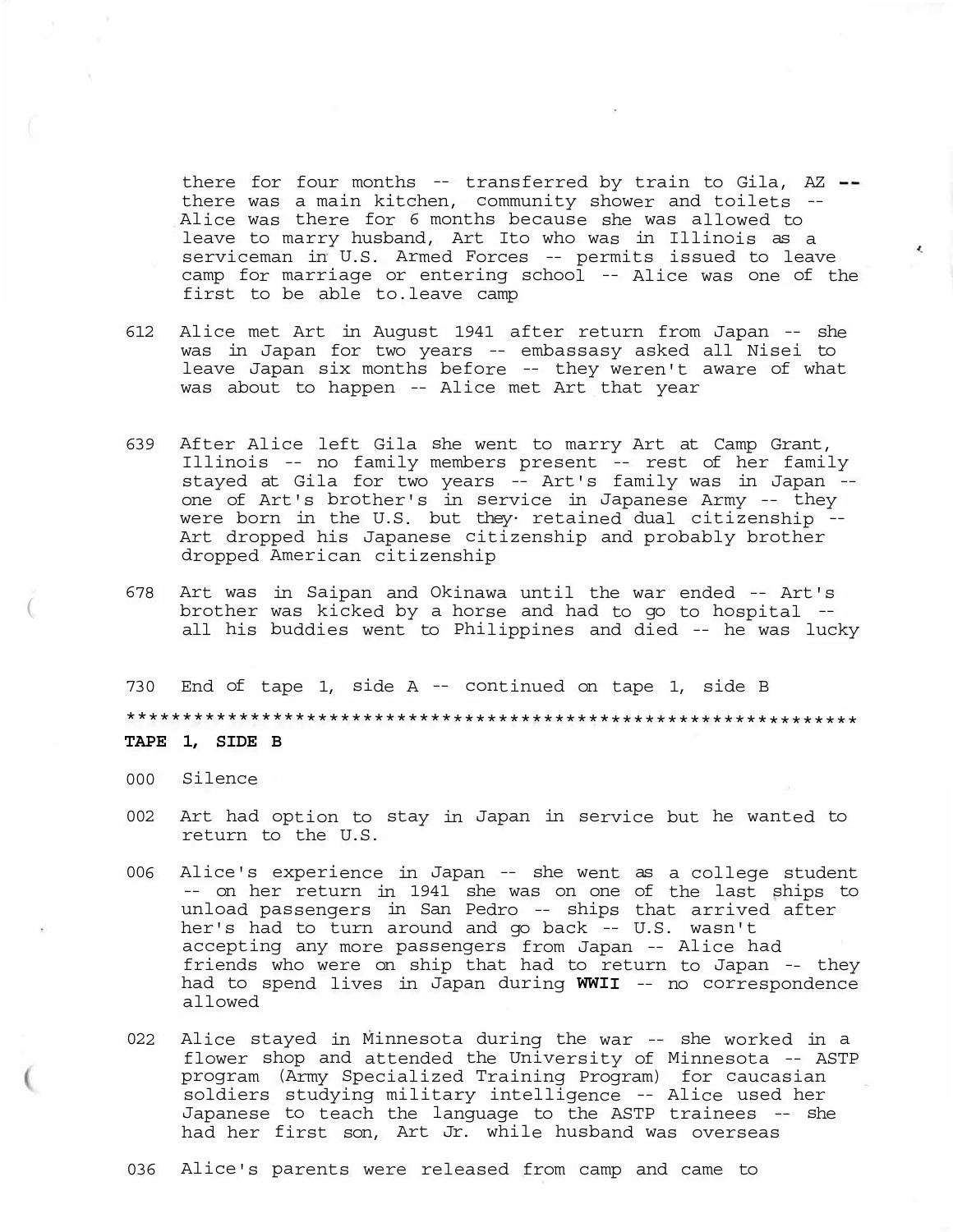there for four months -- transferred by train to Gila, AZ -- there was a main kitchen, community shower and toilets -- Alice was there for 6 months because she was allowed to leave to marry husband, Art Ito who was in Illinois as a serviceman in U.S. Armed Forces -- permits issued to leave camp for marriage or entering school -- Alice was one of the first to be able to.leave camp

612 Alice met Art in August 1941 after return from Japan -- she was in Japan for two years -- embassasy asked all Nisei to leave Japan six months before -- they weren't aware of what was about to happen -- Alice met Art that year

639 After Alice left Gila she went to marry Art at Camp Grant, Illinois -- no family members present -- rest of her family stayed at Gila for two years -- Art's family was in Japan -- one of Art's brother's in service in Japanese Army -- they were born in the U.S. but they· retained dual citizenship -- Art dropped his Japanese citizenship and probably brother dropped American citizenship

678 Art was in Saipan and Okinawa until the war ended -- Art's brother was kicked by a horse and had to go to hospital -- all his buddies went to Philippines and died -- he was lucky

730 End of tape 1, side A -- continued on tape 1, side B

*****************************************************************

**TAPE 1, SIDE B**

000 Silence

002 Art had option to stay in Japan in service but he wanted to return to the U.S.

006 Alice's experience in Japan -- she went as a college student -- on her return in 1941 she was on one of the last ships to unload passengers in San Pedro -- ships that arrived after her's had to turn around and go back -- U.S. wasn't accepting any more passengers from Japan -- Alice had friends who were on ship that had to return to Japan -- they had to spend lives in Japan during **WWII** -- no correspondence allowed

022 Alice stayed in Minnesota during the war -- she worked in a flower shop and attended the University of Minnesota -- ASTP program (Army Specialized Training Program) for caucasian soldiers studying military intelligence -- Alice used her Japanese to teach the language to the ASTP trainees -- she had her first son, Art Jr. while husband was overseas

036 Alice's parents were released from camp and came to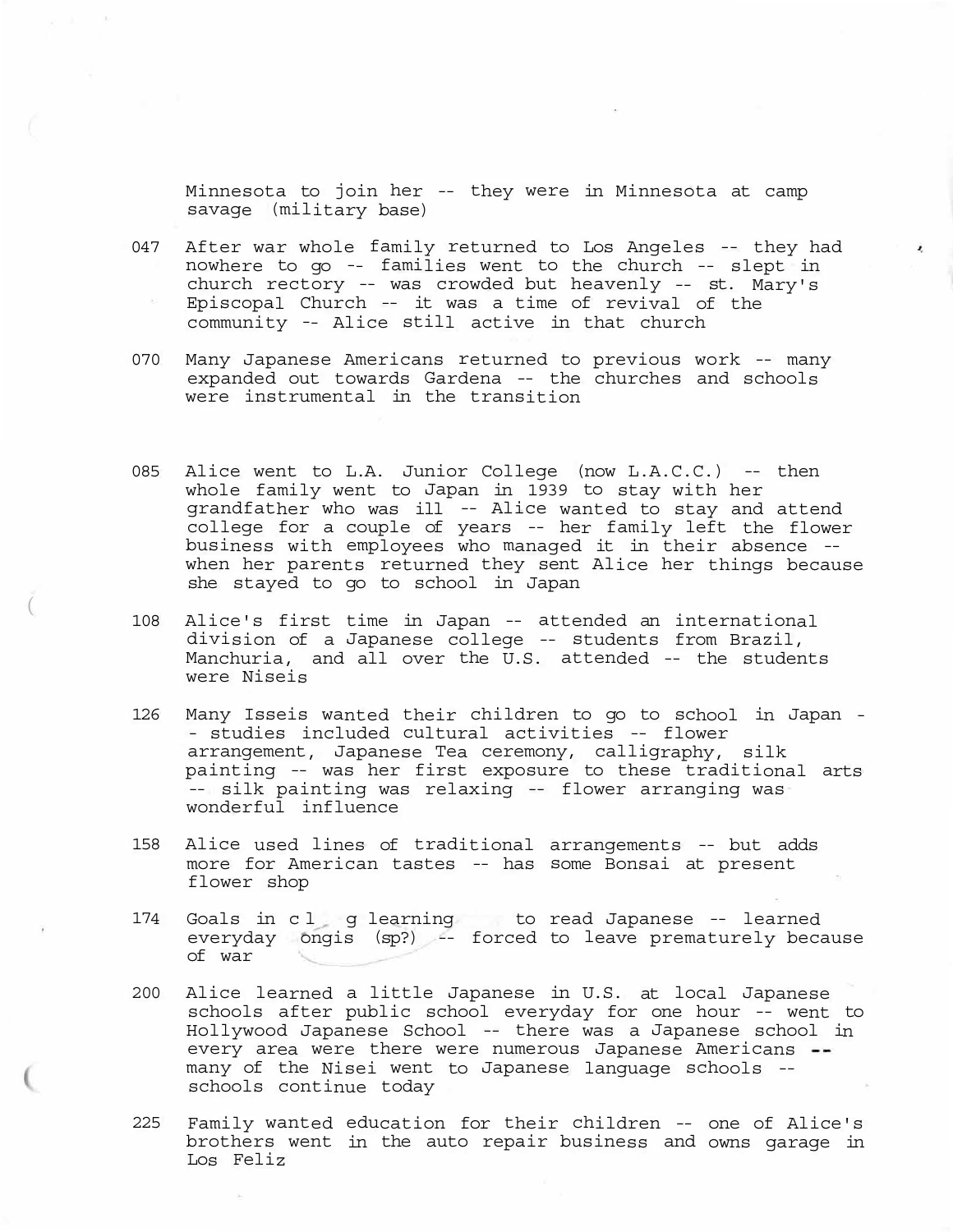Minnesota to join her -- they were in Minnesota at camp savage (military base)

047 After war whole family returned to Los Angeles -- they had nowhere to go -- families went to the church -- slept in church rectory -- was crowded but heavenly -- st. Mary's Episcopal Church -- it was a time of revival of the community -- Alice still active in that church

070 Many Japanese Americans returned to previous work -- many expanded out towards Gardena -- the churches and schools were instrumental in the transition

085 Alice went to L.A. Junior College (now L.A.C.C.) -- then whole family went to Japan in 1939 to stay with her grandfather who was ill -- Alice wanted to stay and attend college for a couple of years -- her family left the flower business with employees who managed it in their absence -- when her parents returned they sent Alice her things because she stayed to go to school in Japan

108 Alice's first time in Japan -- attended an international division of a Japanese college -- students from Brazil, Manchuria, and all over the U.S. attended -- the students were Niseis

126 Many Isseis wanted their children to go to school in Japan -- studies included cultural activities -- flower arrangement, Japanese Tea ceremony, calligraphy, silk painting -- was her first exposure to these traditional arts -- silk painting was relaxing -- flower arranging was wonderful influence

158 Alice used lines of traditional arrangements -- but adds more for American tastes -- has some Bonsai at present flower shop

174 Goals in cl g learning to read Japanese -- learned everyday ongis (sp?) -- forced to leave prematurely because of war

200 Alice learned a little Japanese in U.S. at local Japanese schools after public school everyday for one hour -- went to Hollywood Japanese School -- there was a Japanese school in every area were there were numerous Japanese Americans -- many of the Nisei went to Japanese language schools -- schools continue today

225 Family wanted education for their children -- one of Alice's brothers went in the auto repair business and owns garage in Los Feliz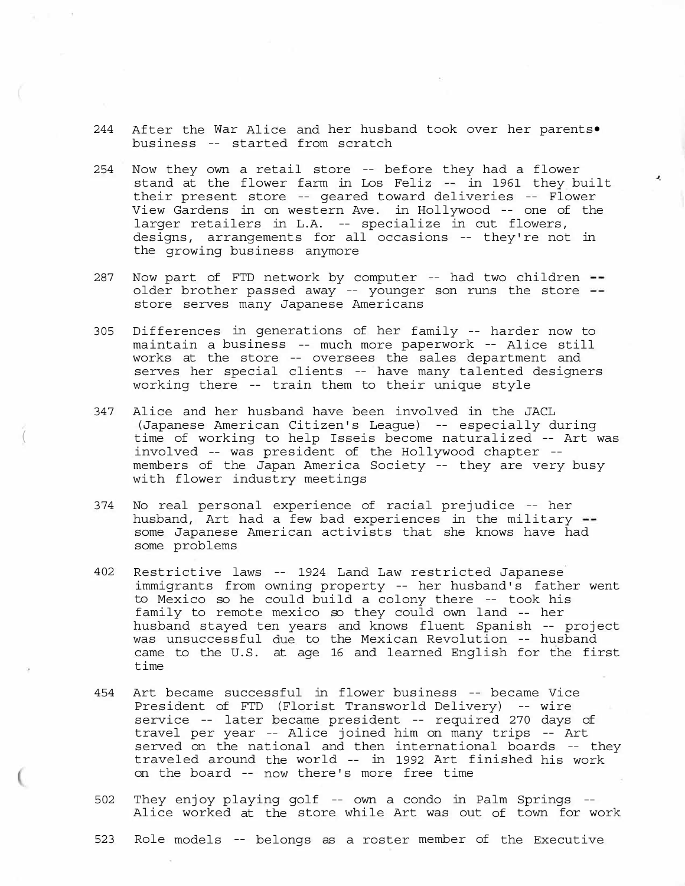244 After the War Alice and her husband took over her parents• business -- started from scratch

254 Now they own a retail store -- before they had a flower stand at the flower farm in Los Feliz -- in 1961 they built their present store -- geared toward deliveries -- Flower View Gardens in on western Ave. in Hollywood -- one of the larger retailers in L.A. -- specialize in cut flowers, designs, arrangements for all occasions -- they're not in the growing business anymore

287 Now part of FTD network by computer -- had two children -- older brother passed away -- younger son runs the store -- store serves many Japanese Americans

305 Differences in generations of her family -- harder now to maintain a business -- much more paperwork -- Alice still works at the store -- oversees the sales department and serves her special clients -- have many talented designers working there -- train them to their unique style

347 Alice and her husband have been involved in the JACL (Japanese American Citizen's League) -- especially during time of working to help Isseis become naturalized -- Art was involved -- was president of the Hollywood chapter -- members of the Japan America Society -- they are very busy with flower industry meetings

374 No real personal experience of racial prejudice -- her husband, Art had a few bad experiences in the military -- some Japanese American activists that she knows have had some problems

402 Restrictive laws -- 1924 Land Law restricted Japanese immigrants from owning property -- her husband's father went to Mexico so he could build a colony there -- took his family to remote mexico so they could own land -- her husband stayed ten years and knows fluent Spanish -- project was unsuccessful due to the Mexican Revolution -- husband came to the U.S. at age 16 and learned English for the first time

454 Art became successful in flower business -- became Vice President of FTD (Florist Transworld Delivery) -- wire service -- later became president -- required 270 days of travel per year -- Alice joined him on many trips -- Art served on the national and then international boards -- they traveled around the world -- in 1992 Art finished his work on the board -- now there's more free time

502 They enjoy playing golf -- own a condo in Palm Springs -- Alice worked at the store while Art was out of town for work

523 Role models -- belongs as a roster member of the Executive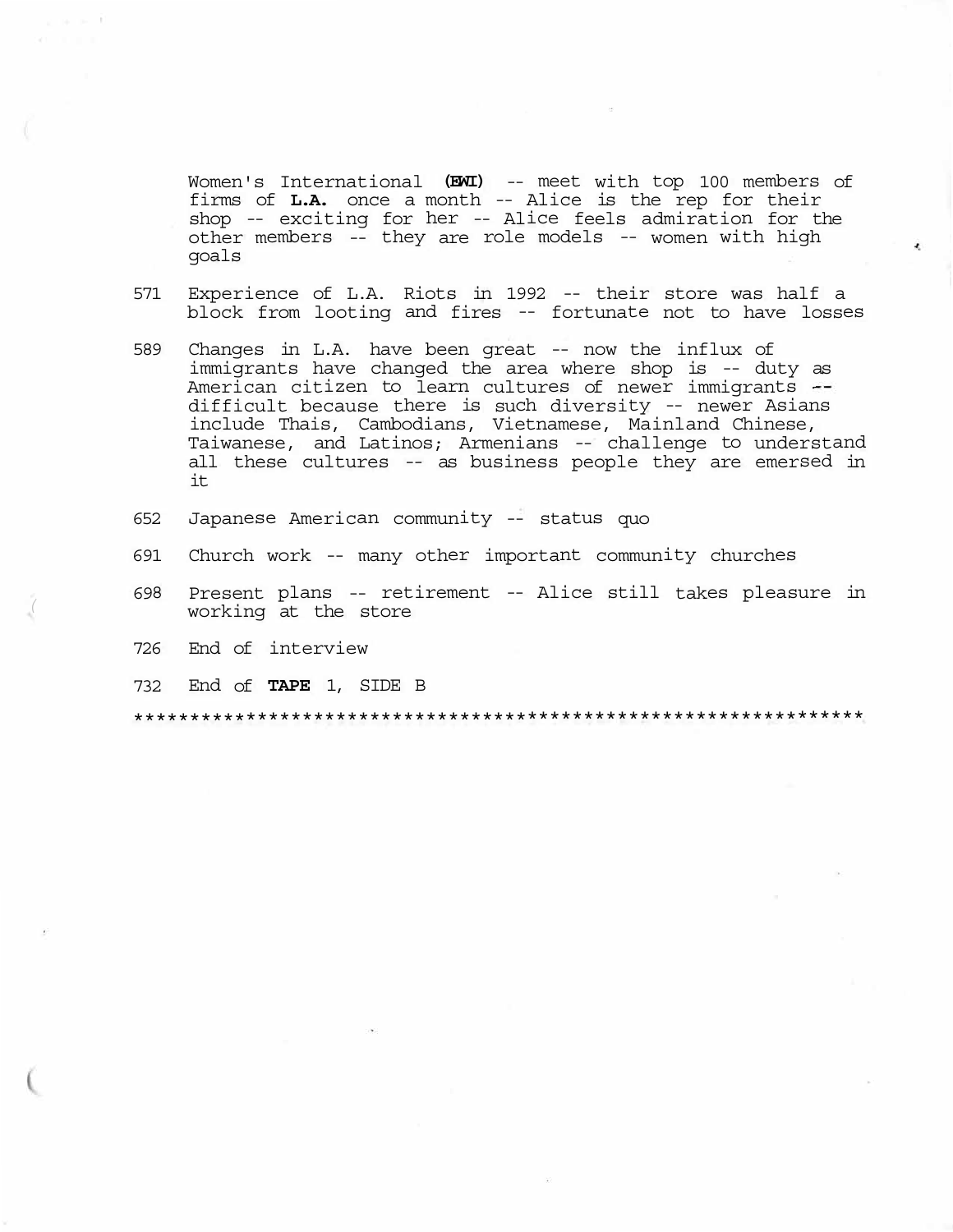Women's International **(EWI)** -- meet with top 100 members of firms of **L.A.** once a month -- Alice is the rep for their shop -- exciting for her -- Alice feels admiration for the other members -- they are role models -- women with high goals

571 Experience of L.A. Riots in 1992 -- their store was half a block from looting and fires -- fortunate not to have losses

589 Changes in L.A. have been great -- now the influx of immigrants have changed the area where shop is -- duty as American citizen to learn cultures of newer immigrants -- difficult because there is such diversity -- newer Asians include Thais, Cambodians, Vietnamese, Mainland Chinese, Taiwanese, and Latinos; Armenians -- challenge to understand all these cultures -- as business people they are emersed in it

652 Japanese American community -- status quo

691 Church work -- many other important community churches

698 Present plans -- retirement -- Alice still takes pleasure in working at the store

726 End of interview

732 End of **TAPE** 1, SIDE B

******************************************************************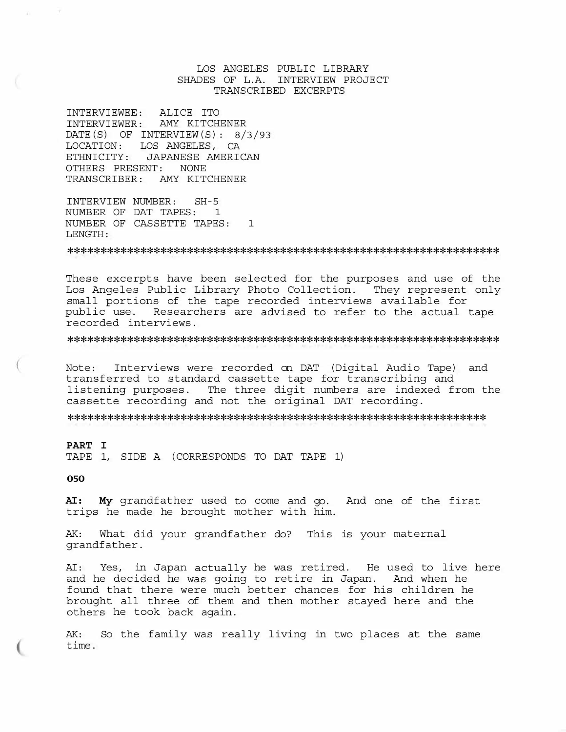LOS ANGELES PUBLIC LIBRARY
SHADES OF L.A. INTERVIEW PROJECT
TRANSCRIBED EXCERPTS

INTERVIEWEE: ALICE ITO
INTERVIEWER: AMY KITCHENER
DATE(S) OF INTERVIEW(S): 8/3/93
LOCATION: LOS ANGELES, CA
ETHNICITY: JAPANESE AMERICAN
OTHERS PRESENT: NONE
TRANSCRIBER: AMY KITCHENER

INTERVIEW NUMBER: SH-5
NUMBER OF DAT TAPES: 1
NUMBER OF CASSETTE TAPES: 1
LENGTH:

******************************************************************

These excerpts have been selected for the purposes and use of the Los Angeles Public Library Photo Collection. They represent only small portions of the tape recorded interviews available for public use. Researchers are advised to refer to the actual tape recorded interviews.

******************************************************************

Note: Interviews were recorded on DAT (Digital Audio Tape) and transferred to standard cassette tape for transcribing and listening purposes. The three digit numbers are indexed from the cassette recording and not the original DAT recording.

******************************************************************

**PART I**
TAPE 1, SIDE A (CORRESPONDS TO DAT TAPE 1)

**050**

**AI: My** grandfather used to come and go. And one of the first trips he made he brought mother with him.

AK: What did your grandfather do? This is your maternal grandfather.

AI: Yes, in Japan actually he was retired. He used to live here and he decided he was going to retire in Japan. And when he found that there were much better chances for his children he brought all three of them and then mother stayed here and the others he took back again.

AK: So the family was really living in two places at the same time.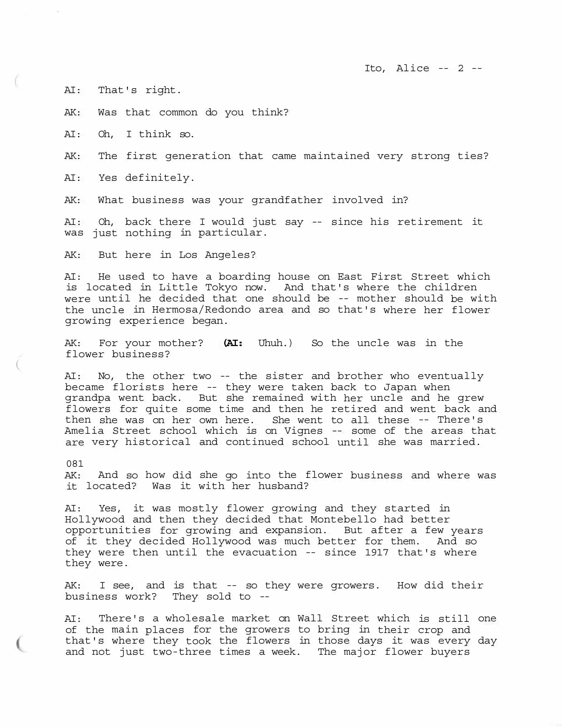AI: That's right.

AK: Was that common do you think?

AI: Oh, I think so.

AK: The first generation that came maintained very strong ties?

AI: Yes definitely.

AK: What business was your grandfather involved in?

AI: Oh, back there I would just say -- since his retirement it was just nothing in particular.

AK: But here in Los Angeles?

AI: He used to have a boarding house on East First Street which is located in Little Tokyo now. And that's where the children were until he decided that one should be -- mother should be with the uncle in Hermosa/Redondo area and so that's where her flower growing experience began.

AK: For your mother? **(AI:** Uhuh.) So the uncle was in the flower business?

AI: No, the other two -- the sister and brother who eventually became florists here -- they were taken back to Japan when grandpa went back. But she remained with her uncle and he grew flowers for quite some time and then he retired and went back and then she was on her own here. She went to all these -- There's Amelia Street school which is on Vignes -- some of the areas that are very historical and continued school until she was married.

081

AK: And so how did she go into the flower business and where was it located? Was it with her husband?

AI: Yes, it was mostly flower growing and they started in Hollywood and then they decided that Montebello had better opportunities for growing and expansion. But after a few years of it they decided Hollywood was much better for them. And so they were then until the evacuation -- since 1917 that's where they were.

AK: I see, and is that -- so they were growers. How did their business work? They sold to --

AI: There's a wholesale market on Wall Street which is still one of the main places for the growers to bring in their crop and that's where they took the flowers in those days it was every day and not just two-three times a week. The major flower buyers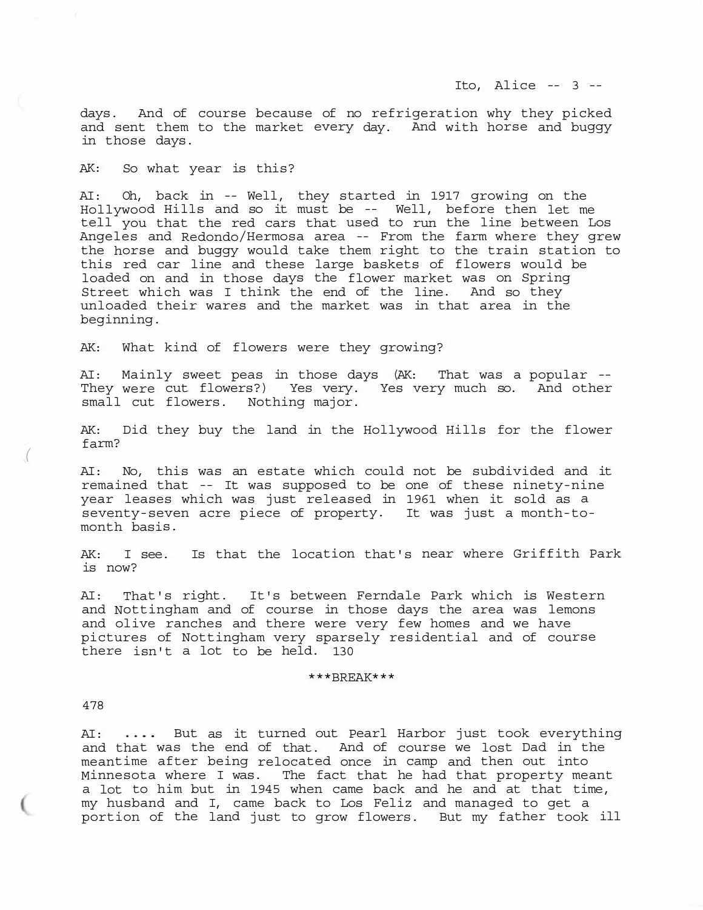days. And of course because of no refrigeration why they picked and sent them to the market every day. And with horse and buggy in those days.

AK: So what year is this?

AI: Oh, back in -- Well, they started in 1917 growing on the Hollywood Hills and so it must be -- Well, before then let me tell you that the red cars that used to run the line between Los Angeles and Redondo/Hermosa area -- From the farm where they grew the horse and buggy would take them right to the train station to this red car line and these large baskets of flowers would be loaded on and in those days the flower market was on Spring Street which was I think the end of the line. And so they unloaded their wares and the market was in that area in the beginning.

AK: What kind of flowers were they growing?

AI: Mainly sweet peas in those days (AK: That was a popular -- They were cut flowers?) Yes very. Yes very much so. And other small cut flowers. Nothing major.

AK: Did they buy the land in the Hollywood Hills for the flower farm?

AI: No, this was an estate which could not be subdivided and it remained that -- It was supposed to be one of these ninety-nine year leases which was just released in 1961 when it sold as a seventy-seven acre piece of property. It was just a month-to-month basis.

AK: I see. Is that the location that's near where Griffith Park is now?

AI: That's right. It's between Ferndale Park which is Western and Nottingham and of course in those days the area was lemons and olive ranches and there were very few homes and we have pictures of Nottingham very sparsely residential and of course there isn't a lot to be held. 130

\*\*\*BREAK\*\*\*

478

AI: .... But as it turned out Pearl Harbor just took everything and that was the end of that. And of course we lost Dad in the meantime after being relocated once in camp and then out into Minnesota where I was. The fact that he had that property meant a lot to him but in 1945 when came back and he and at that time, my husband and I, came back to Los Feliz and managed to get a portion of the land just to grow flowers. But my father took ill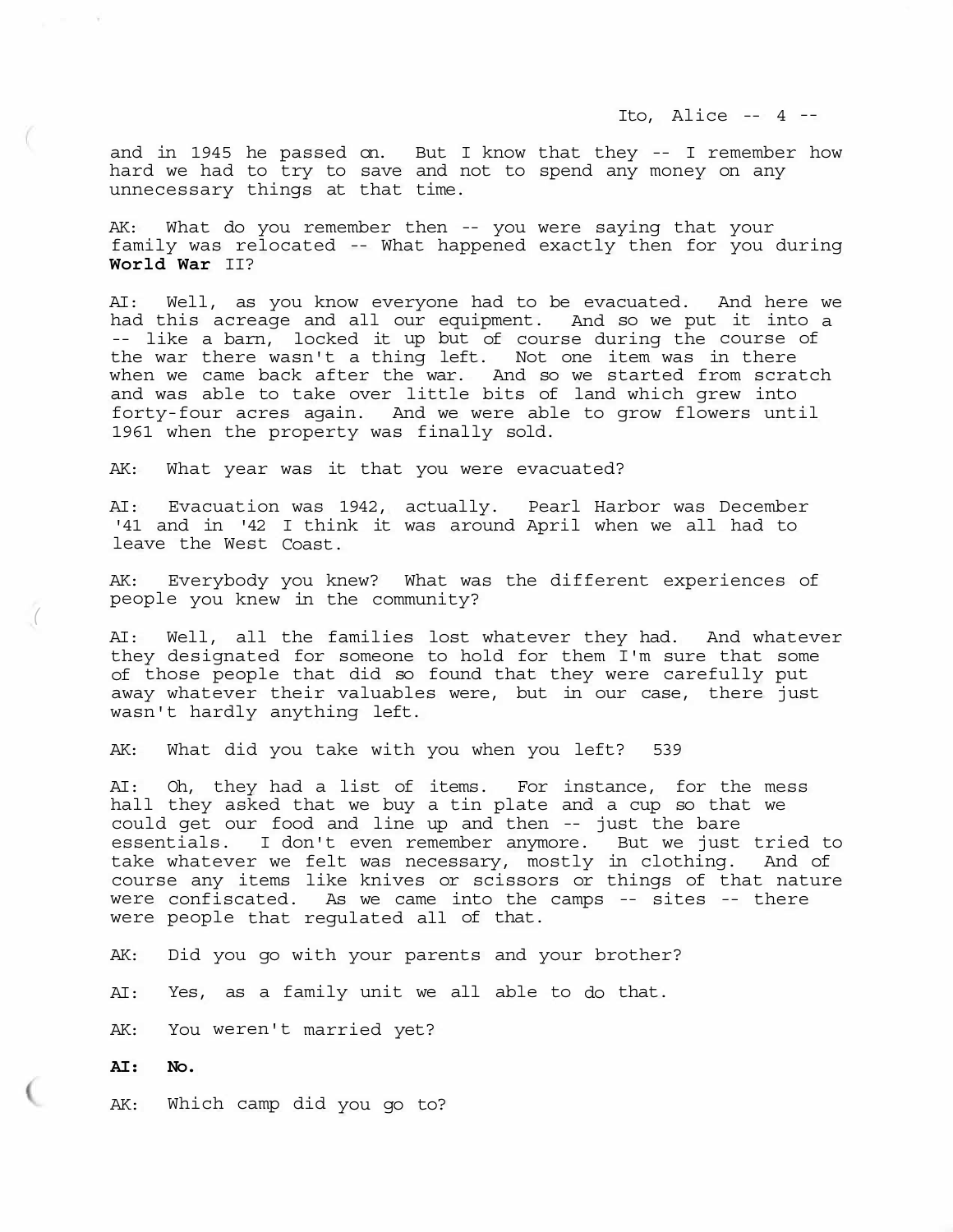and in 1945 he passed on. But I know that they -- I remember how hard we had to try to save and not to spend any money on any unnecessary things at that time.

AK: What do you remember then -- you were saying that your family was relocated -- What happened exactly then for you during **World War** II?

AI: Well, as you know everyone had to be evacuated. And here we had this acreage and all our equipment. And so we put it into a -- like a barn, locked it up but of course during the course of the war there wasn't a thing left. Not one item was in there when we came back after the war. And so we started from scratch and was able to take over little bits of land which grew into forty-four acres again. And we were able to grow flowers until 1961 when the property was finally sold.

AK: What year was it that you were evacuated?

AI: Evacuation was 1942, actually. Pearl Harbor was December '41 and in '42 I think it was around April when we all had to leave the West Coast.

AK: Everybody you knew? What was the different experiences of people you knew in the community?

AI: Well, all the families lost whatever they had. And whatever they designated for someone to hold for them I'm sure that some of those people that did so found that they were carefully put away whatever their valuables were, but in our case, there just wasn't hardly anything left.

AK: What did you take with you when you left? 539

AI: Oh, they had a list of items. For instance, for the mess hall they asked that we buy a tin plate and a cup so that we could get our food and line up and then -- just the bare essentials. I don't even remember anymore. But we just tried to take whatever we felt was necessary, mostly in clothing. And of course any items like knives or scissors or things of that nature were confiscated. As we came into the camps -- sites -- there were people that regulated all of that.

AK: Did you go with your parents and your brother?

AI: Yes, as a family unit we all able to do that.

AK: You weren't married yet?

**AI: No.**

AK: Which camp did you go to?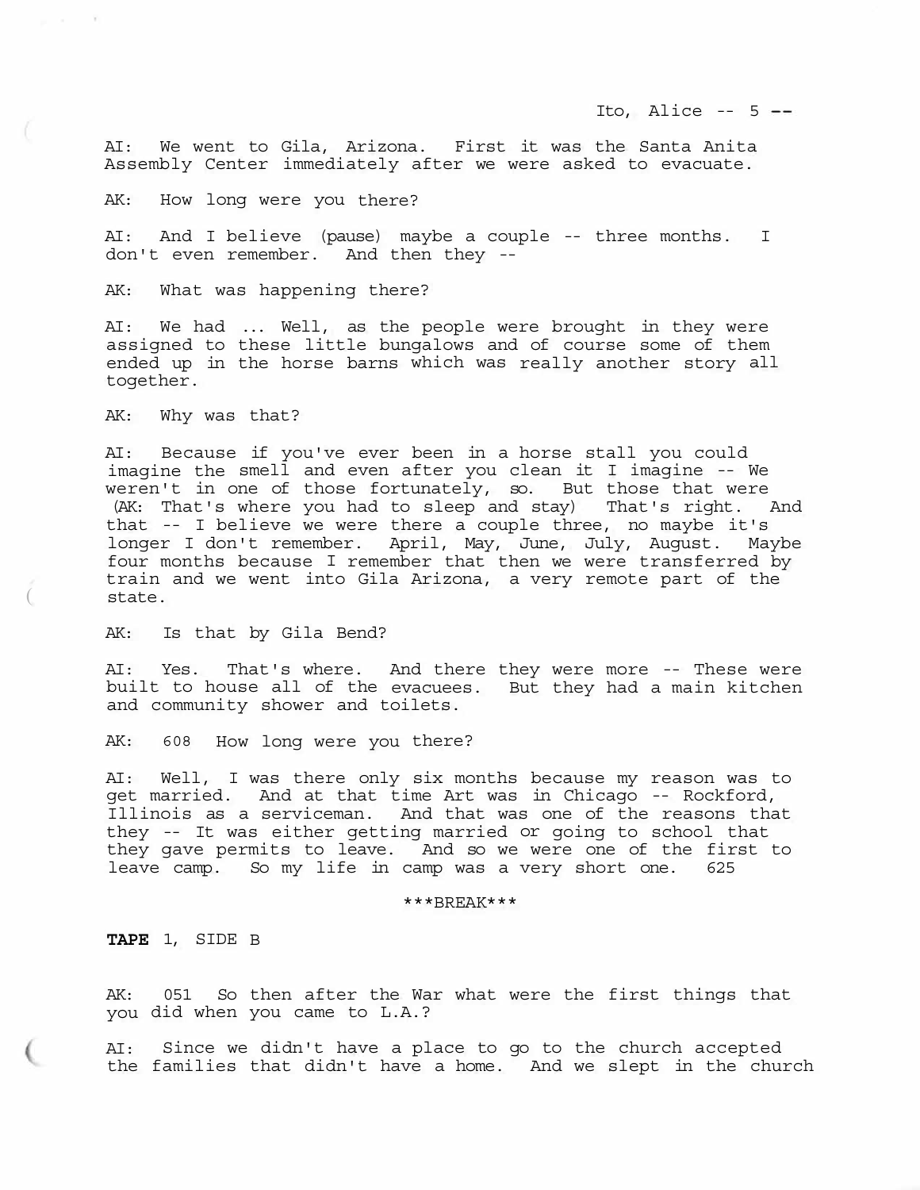AI: We went to Gila, Arizona. First it was the Santa Anita Assembly Center immediately after we were asked to evacuate.

AK: How long were you there?

AI: And I believe (pause) maybe a couple -- three months. I don't even remember. And then they --

AK: What was happening there?

AI: We had ... Well, as the people were brought in they were assigned to these little bungalows and of course some of them ended up in the horse barns which was really another story all together.

AK: Why was that?

AI: Because if you've ever been in a horse stall you could imagine the smell and even after you clean it I imagine -- We weren't in one of those fortunately, so. But those that were (AK: That's where you had to sleep and stay) That's right. And that -- I believe we were there a couple three, no maybe it's longer I don't remember. April, May, June, July, August. Maybe four months because I remember that then we were transferred by train and we went into Gila Arizona, a very remote part of the state.

AK: Is that by Gila Bend?

AI: Yes. That's where. And there they were more -- These were built to house all of the evacuees. But they had a main kitchen and community shower and toilets.

AK: 608 How long were you there?

AI: Well, I was there only six months because my reason was to get married. And at that time Art was in Chicago -- Rockford, Illinois as a serviceman. And that was one of the reasons that they -- It was either getting married or going to school that they gave permits to leave. And so we were one of the first to leave camp. So my life in camp was a very short one. 625

***BREAK***

**TAPE** 1, SIDE B

AK: 051 So then after the War what were the first things that you did when you came to L.A.?

AI: Since we didn't have a place to go to the church accepted the families that didn't have a home. And we slept in the church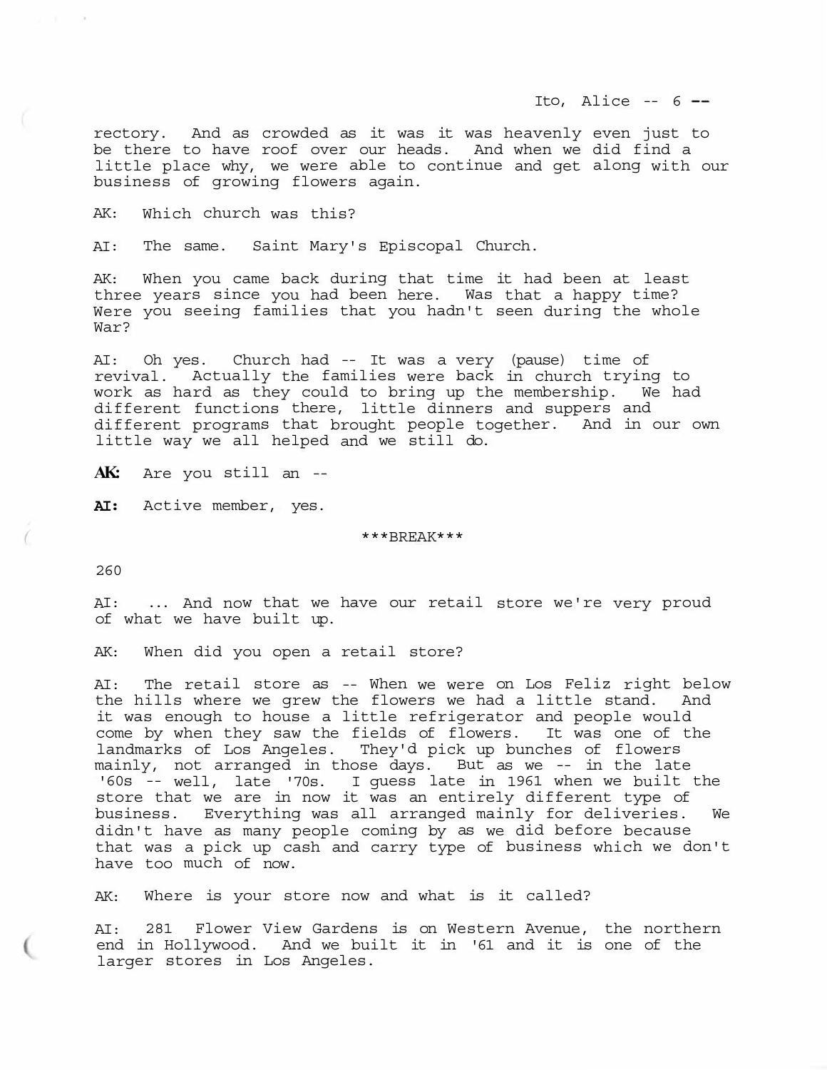rectory. And as crowded as it was it was heavenly even just to be there to have roof over our heads. And when we did find a little place why, we were able to continue and get along with our business of growing flowers again.

AK: Which church was this?

AI: The same. Saint Mary's Episcopal Church.

AK: When you came back during that time it had been at least three years since you had been here. Was that a happy time? Were you seeing families that you hadn't seen during the whole War?

AI: Oh yes. Church had -- It was a very (pause) time of revival. Actually the families were back in church trying to work as hard as they could to bring up the membership. We had different functions there, little dinners and suppers and different programs that brought people together. And in our own little way we all helped and we still do.

**AK:** Are you still an --

**AI:** Active member, yes.

***BREAK***

260

AI: ... And now that we have our retail store we're very proud of what we have built up.

AK: When did you open a retail store?

AI: The retail store as -- When we were on Los Feliz right below the hills where we grew the flowers we had a little stand. And it was enough to house a little refrigerator and people would come by when they saw the fields of flowers. It was one of the landmarks of Los Angeles. They'd pick up bunches of flowers mainly, not arranged in those days. But as we -- in the late '60s -- well, late '70s. I guess late in 1961 when we built the store that we are in now it was an entirely different type of business. Everything was all arranged mainly for deliveries. We didn't have as many people coming by as we did before because that was a pick up cash and carry type of business which we don't have too much of now.

AK: Where is your store now and what is it called?

AI: 281 Flower View Gardens is on Western Avenue, the northern end in Hollywood. And we built it in '61 and it is one of the larger stores in Los Angeles.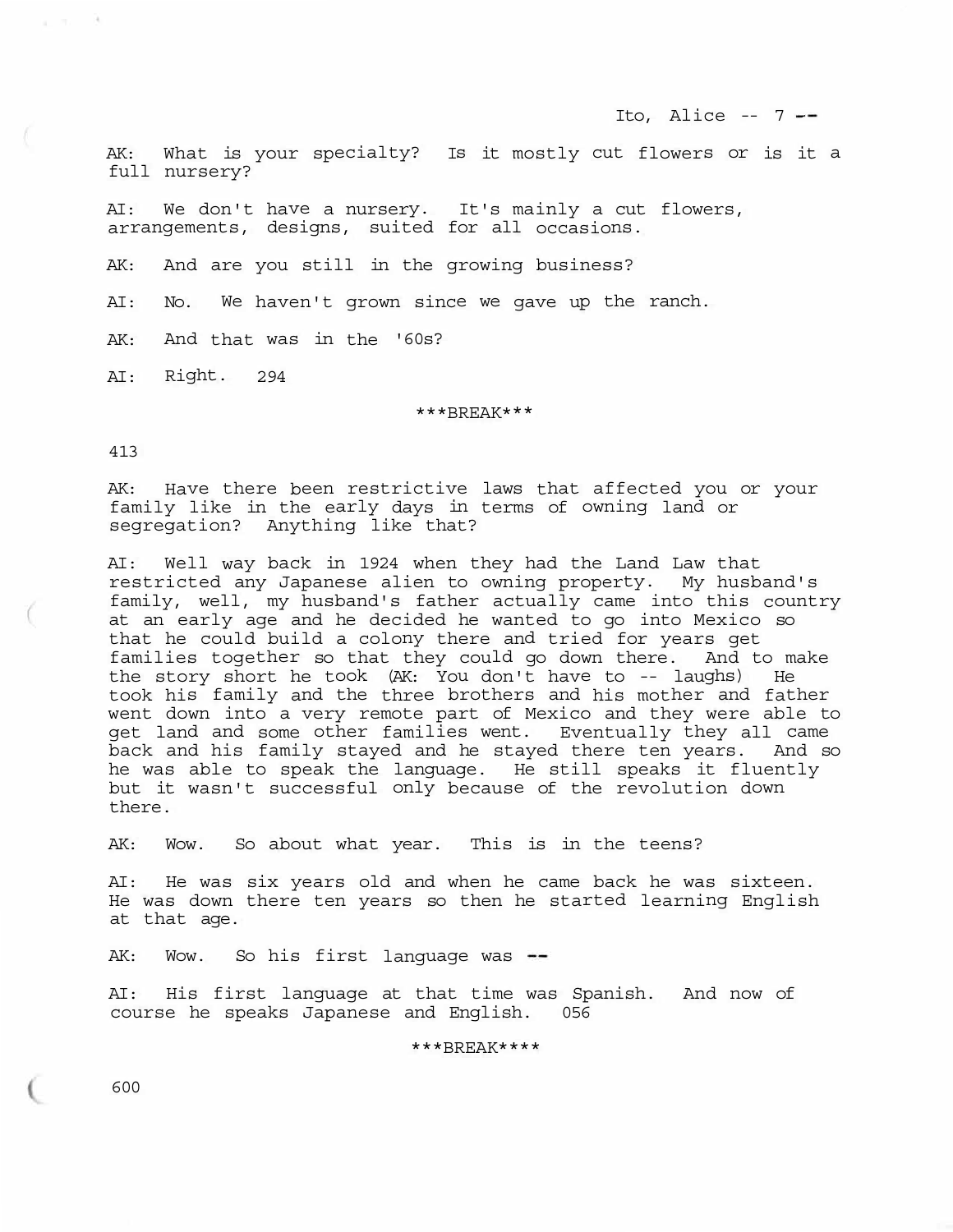AK: What is your specialty? Is it mostly cut flowers or is it a full nursery?

AI: We don't have a nursery. It's mainly a cut flowers, arrangements, designs, suited for all occasions.

AK: And are you still in the growing business?

AI: No. We haven't grown since we gave up the ranch.

AK: And that was in the '60s?

AI: Right. 294

\*\*\*BREAK\*\*\*

413

AK: Have there been restrictive laws that affected you or your family like in the early days in terms of owning land or segregation? Anything like that?

AI: Well way back in 1924 when they had the Land Law that restricted any Japanese alien to owning property. My husband's family, well, my husband's father actually came into this country at an early age and he decided he wanted to go into Mexico so that he could build a colony there and tried for years get families together so that they could go down there. And to make the story short he took (AK: You don't have to -- laughs) He took his family and the three brothers and his mother and father went down into a very remote part of Mexico and they were able to get land and some other families went. Eventually they all came back and his family stayed and he stayed there ten years. And so he was able to speak the language. He still speaks it fluently but it wasn't successful only because of the revolution down there.

AK: Wow. So about what year. This is in the teens?

AI: He was six years old and when he came back he was sixteen. He was down there ten years so then he started learning English at that age.

AK: Wow. So his first language was --

AI: His first language at that time was Spanish. And now of course he speaks Japanese and English. 056

\*\*\*BREAK\*\*\*\*

600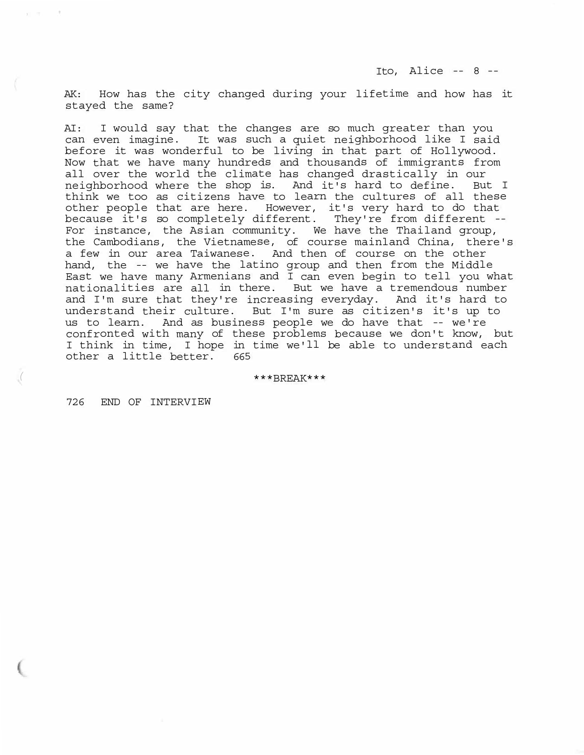AK: How has the city changed during your lifetime and how has it stayed the same?

AI: I would say that the changes are so much greater than you can even imagine. It was such a quiet neighborhood like I said before it was wonderful to be living in that part of Hollywood. Now that we have many hundreds and thousands of immigrants from all over the world the climate has changed drastically in our neighborhood where the shop is. And it's hard to define. But I think we too as citizens have to learn the cultures of all these other people that are here. However, it's very hard to do that because it's so completely different. They're from different -- For instance, the Asian community. We have the Thailand group, the Cambodians, the Vietnamese, of course mainland China, there's a few in our area Taiwanese. And then of course on the other hand, the -- we have the latino group and then from the Middle East we have many Armenians and I can even begin to tell you what nationalities are all in there. But we have a tremendous number and I'm sure that they're increasing everyday. And it's hard to understand their culture. But I'm sure as citizen's it's up to us to learn. And as business people we do have that -- we're confronted with many of these problems because we don't know, but I think in time, I hope in time we'll be able to understand each other a little better. 665

***BREAK***

726 END OF INTERVIEW